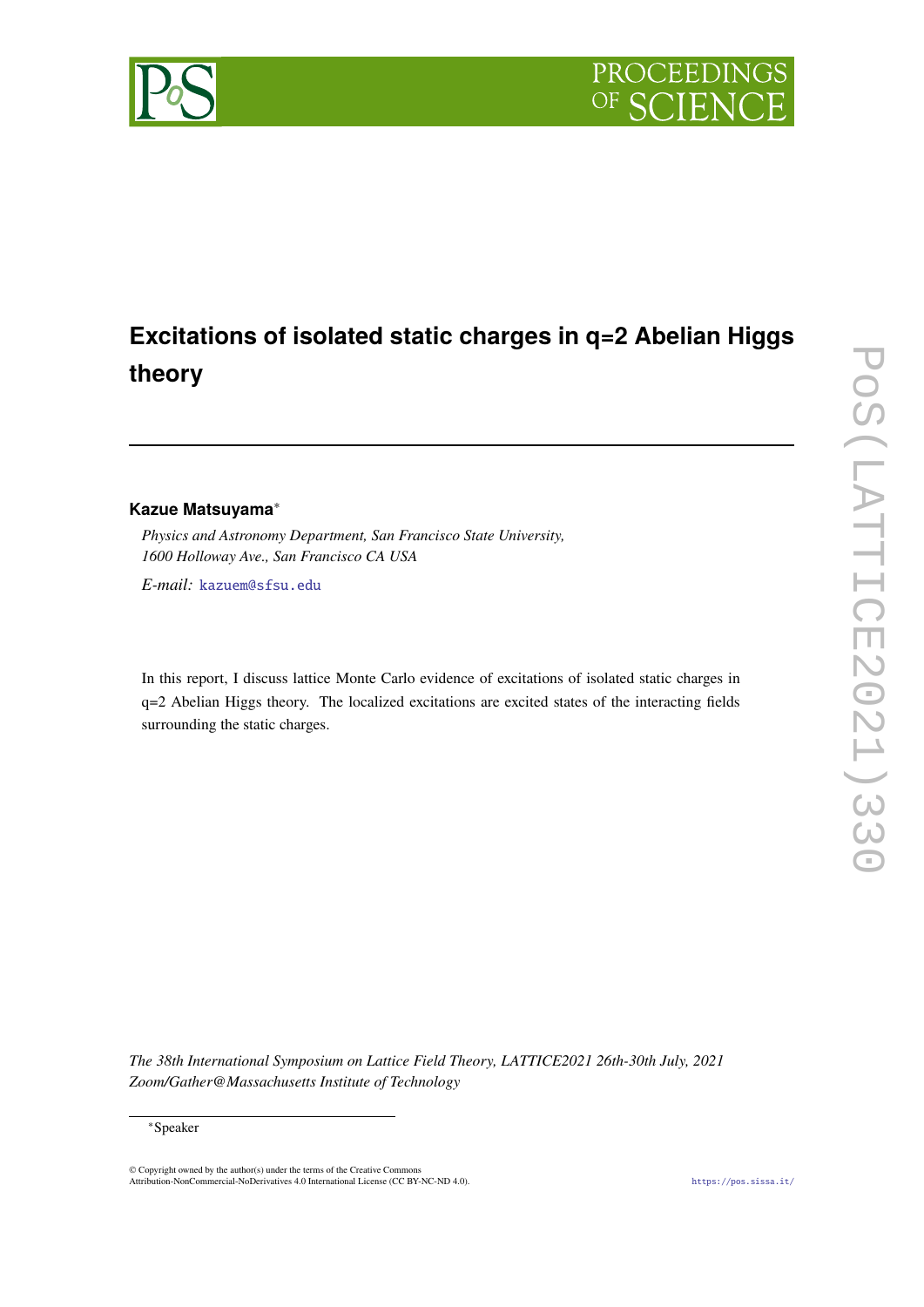# Excitations of isolated static charges in q=2 Abelian Higgs theory

**Kazue Matsuyama**[*]

*Physics and Astronomy Department, San Francisco State University,*
*1600 Holloway Ave., San Francisco CA USA*

*E-mail:* kazuem@sfsu.edu

In this report, I discuss lattice Monte Carlo evidence of excitations of isolated static charges in q=2 Abelian Higgs theory. The localized excitations are excited states of the interacting fields surrounding the static charges.

*The 38th International Symposium on Lattice Field Theory, LATTICE2021 26th-30th July, 2021*
*Zoom/Gather@Massachusetts Institute of Technology*

[*]Speaker

© Copyright owned by the author(s) under the terms of the Creative Commons Attribution-NonCommercial-NoDerivatives 4.0 International License (CC BY-NC-ND 4.0).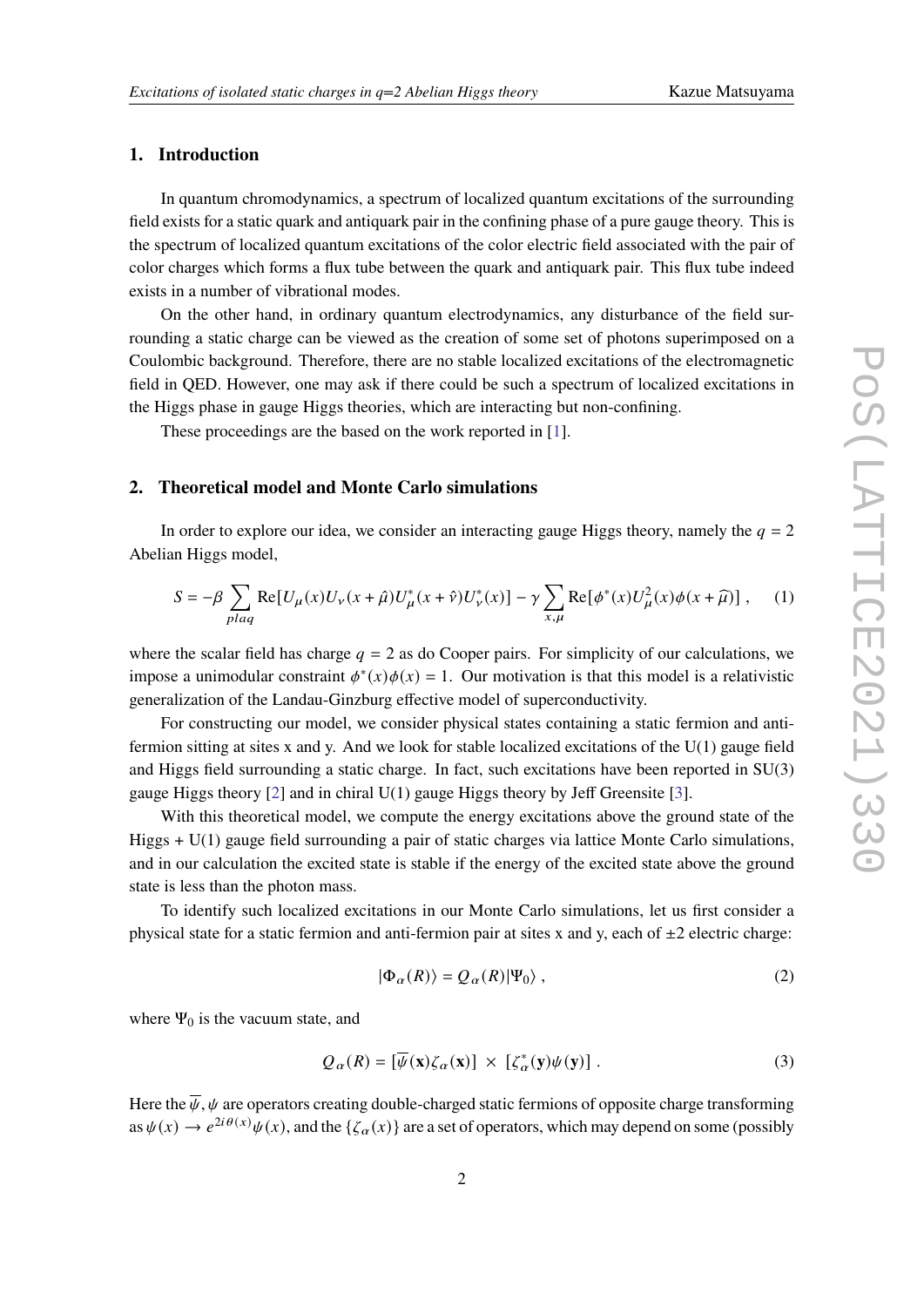## 1. Introduction

In quantum chromodynamics, a spectrum of localized quantum excitations of the surrounding field exists for a static quark and antiquark pair in the confining phase of a pure gauge theory. This is the spectrum of localized quantum excitations of the color electric field associated with the pair of color charges which forms a flux tube between the quark and antiquark pair. This flux tube indeed exists in a number of vibrational modes.

On the other hand, in ordinary quantum electrodynamics, any disturbance of the field surrounding a static charge can be viewed as the creation of some set of photons superimposed on a Coulombic background. Therefore, there are no stable localized excitations of the electromagnetic field in QED. However, one may ask if there could be such a spectrum of localized excitations in the Higgs phase in gauge Higgs theories, which are interacting but non-confining.

These proceedings are the based on the work reported in [1].

## 2. Theoretical model and Monte Carlo simulations

In order to explore our idea, we consider an interacting gauge Higgs theory, namely the $q = 2$ Abelian Higgs model,

$$S = -\beta \sum_{plaq} \text{Re}[U_\mu(x)U_\nu(x+\hat{\mu})U^*_\mu(x+\hat{\nu})U^*_\nu(x)] - \gamma \sum_{x,\mu} \text{Re}[\phi^*(x)U^2_\mu(x)\phi(x+\widehat{\mu})] , \quad (1)$$

where the scalar field has charge $q = 2$ as do Cooper pairs. For simplicity of our calculations, we impose a unimodular constraint $\phi^*(x)\phi(x) = 1$. Our motivation is that this model is a relativistic generalization of the Landau-Ginzburg effective model of superconductivity.

For constructing our model, we consider physical states containing a static fermion and anti-fermion sitting at sites x and y. And we look for stable localized excitations of the U(1) gauge field and Higgs field surrounding a static charge. In fact, such excitations have been reported in SU(3) gauge Higgs theory [2] and in chiral U(1) gauge Higgs theory by Jeff Greensite [3].

With this theoretical model, we compute the energy excitations above the ground state of the Higgs + U(1) gauge field surrounding a pair of static charges via lattice Monte Carlo simulations, and in our calculation the excited state is stable if the energy of the excited state above the ground state is less than the photon mass.

To identify such localized excitations in our Monte Carlo simulations, let us first consider a physical state for a static fermion and anti-fermion pair at sites x and y, each of $\pm 2$ electric charge:

$$|\Phi_\alpha(R)\rangle = Q_\alpha(R)|\Psi_0\rangle , \quad (2)$$

where $\Psi_0$ is the vacuum state, and

$$Q_\alpha(R) = [\overline{\psi}(\mathbf{x})\zeta_\alpha(\mathbf{x})] \times [\zeta^*_\alpha(\mathbf{y})\psi(\mathbf{y})] . \quad (3)$$

Here the $\overline{\psi}, \psi$ are operators creating double-charged static fermions of opposite charge transforming as $\psi(x) \to e^{2i\theta(x)}\psi(x)$, and the $\{\zeta_\alpha(x)\}$ are a set of operators, which may depend on some (possibly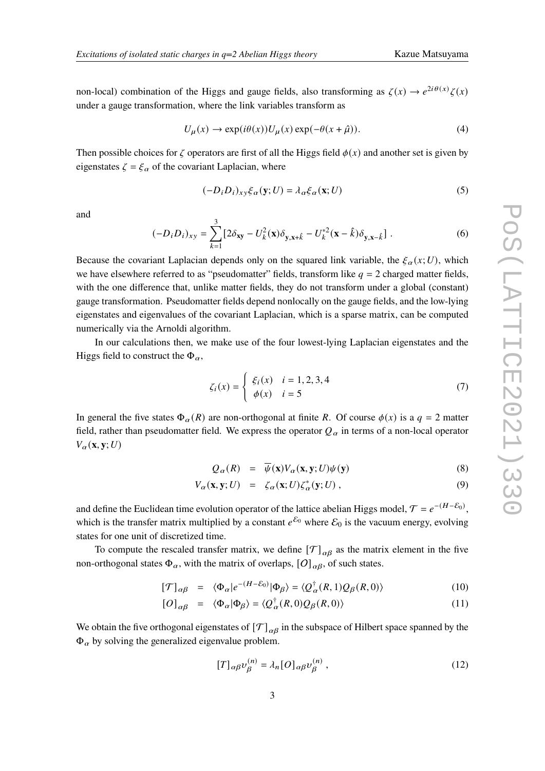non-local) combination of the Higgs and gauge fields, also transforming as $\zeta(x) \to e^{2i\theta(x)}\zeta(x)$ under a gauge transformation, where the link variables transform as

$$U_\mu(x) \to \exp(i\theta(x))U_\mu(x)\exp(-\theta(x+\hat{\mu})). \tag{4}$$

Then possible choices for $\zeta$ operators are first of all the Higgs field $\phi(x)$ and another set is given by eigenstates $\zeta = \xi_\alpha$ of the covariant Laplacian, where

$$(-D_iD_i)_{xy}\xi_\alpha(\mathbf{y};U) = \lambda_\alpha \xi_\alpha(\mathbf{x};U) \tag{5}$$

and

$$(-D_iD_i)_{xy} = \sum_{k=1}^{3}\left[2\delta_{\mathbf{xy}} - U_k^2(\mathbf{x})\delta_{\mathbf{y},\mathbf{x}+\hat{k}} - U_k^{*2}(\mathbf{x}-\hat{k})\delta_{\mathbf{y},\mathbf{x}-\hat{k}}\right] . \tag{6}$$

Because the covariant Laplacian depends only on the squared link variable, the $\xi_\alpha(x;U)$, which we have elsewhere referred to as "pseudomatter" fields, transform like $q = 2$ charged matter fields, with the one difference that, unlike matter fields, they do not transform under a global (constant) gauge transformation. Pseudomatter fields depend nonlocally on the gauge fields, and the low-lying eigenstates and eigenvalues of the covariant Laplacian, which is a sparse matrix, can be computed numerically via the Arnoldi algorithm.

In our calculations then, we make use of the four lowest-lying Laplacian eigenstates and the Higgs field to construct the $\Phi_\alpha$,

$$\zeta_i(x) = \begin{cases} \xi_i(x) & i = 1,2,3,4 \\ \phi(x) & i = 5 \end{cases} \tag{7}$$

In general the five states $\Phi_\alpha(R)$ are non-orthogonal at finite $R$. Of course $\phi(x)$ is a $q = 2$ matter field, rather than pseudomatter field. We express the operator $Q_\alpha$ in terms of a non-local operator $V_\alpha(\mathbf{x},\mathbf{y};U)$

$$Q_\alpha(R) = \overline{\psi}(\mathbf{x})V_\alpha(\mathbf{x},\mathbf{y};U)\psi(\mathbf{y}) \tag{8}$$

$$V_\alpha(\mathbf{x},\mathbf{y};U) = \zeta_\alpha(\mathbf{x};U)\zeta_\alpha^*(\mathbf{y};U) , \tag{9}$$

and define the Euclidean time evolution operator of the lattice abelian Higgs model, $\mathcal{T} = e^{-(H-\mathcal{E}_0)}$, which is the transfer matrix multiplied by a constant $e^{\mathcal{E}_0}$ where $\mathcal{E}_0$ is the vacuum energy, evolving states for one unit of discretized time.

To compute the rescaled transfer matrix, we define $[\mathcal{T}]_{\alpha\beta}$ as the matrix element in the five non-orthogonal states $\Phi_\alpha$, with the matrix of overlaps, $[O]_{\alpha\beta}$, of such states.

$$[\mathcal{T}]_{\alpha\beta} = \langle \Phi_\alpha | e^{-(H-\mathcal{E}_0)} | \Phi_\beta \rangle = \langle Q_\alpha^\dagger(R,1)Q_\beta(R,0)\rangle \tag{10}$$

$$[O]_{\alpha\beta} = \langle \Phi_\alpha | \Phi_\beta \rangle = \langle Q_\alpha^\dagger(R,0)Q_\beta(R,0)\rangle \tag{11}$$

We obtain the five orthogonal eigenstates of $[\mathcal{T}]_{\alpha\beta}$ in the subspace of Hilbert space spanned by the $\Phi_\alpha$ by solving the generalized eigenvalue problem.

$$[T]_{\alpha\beta}v_\beta^{(n)} = \lambda_n [O]_{\alpha\beta}v_\beta^{(n)} , \tag{12}$$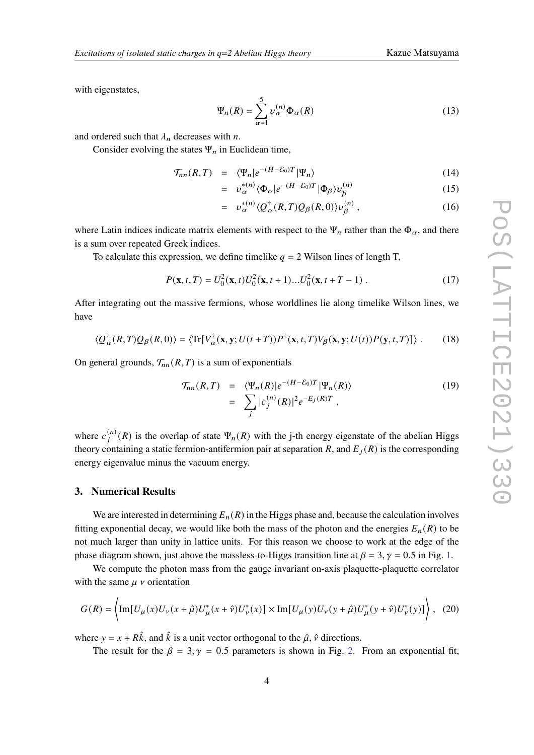with eigenstates,

$$\Psi_n(R) = \sum_{\alpha=1}^{5} \upsilon_\alpha^{(n)} \Phi_\alpha(R) \tag{13}$$

and ordered such that $\lambda_n$ decreases with $n$.

Consider evolving the states $\Psi_n$ in Euclidean time,

$$\begin{aligned}
\mathcal{T}_{nn}(R,T) &= \langle \Psi_n | e^{-(H-\mathcal{E}_0)T} | \Psi_n \rangle &(14)\\
&= \upsilon_\alpha^{*(n)} \langle \Phi_\alpha | e^{-(H-\mathcal{E}_0)T} | \Phi_\beta \rangle \upsilon_\beta^{(n)} &(15)\\
&= \upsilon_\alpha^{*(n)} \langle Q_\alpha^\dagger(R,T) Q_\beta(R,0) \rangle \upsilon_\beta^{(n)} \; , &(16)
\end{aligned}$$

where Latin indices indicate matrix elements with respect to the $\Psi_n$ rather than the $\Phi_\alpha$, and there is a sum over repeated Greek indices.

To calculate this expression, we define timelike $q = 2$ Wilson lines of length T,

$$P(\mathbf{x}, t, T) = U_0^2(\mathbf{x}, t) U_0^2(\mathbf{x}, t+1) \ldots U_0^2(\mathbf{x}, t+T-1) \; . \tag{17}$$

After integrating out the massive fermions, whose worldlines lie along timelike Wilson lines, we have

$$\langle Q_\alpha^\dagger(R,T) Q_\beta(R,0) \rangle = \langle \mathrm{Tr}[V_\alpha^\dagger(\mathbf{x}, \mathbf{y}; U(t+T)) P^\dagger(\mathbf{x}, t, T) V_\beta(\mathbf{x}, \mathbf{y}; U(t)) P(\mathbf{y}, t, T)] \rangle \; . \tag{18}$$

On general grounds, $\mathcal{T}_{nn}(R,T)$ is a sum of exponentials

$$\begin{aligned}
\mathcal{T}_{nn}(R,T) &= \langle \Psi_n(R) | e^{-(H-\mathcal{E}_0)T} | \Psi_n(R) \rangle \\
&= \sum_j |c_j^{(n)}(R)|^2 e^{-E_j(R)T} \; ,
\end{aligned} \tag{19}$$

where $c_j^{(n)}(R)$ is the overlap of state $\Psi_n(R)$ with the j-th energy eigenstate of the abelian Higgs theory containing a static fermion-antifermion pair at separation $R$, and $E_j(R)$ is the corresponding energy eigenvalue minus the vacuum energy.

## 3. Numerical Results

We are interested in determining $E_n(R)$ in the Higgs phase and, because the calculation involves fitting exponential decay, we would like both the mass of the photon and the energies $E_n(R)$ to be not much larger than unity in lattice units. For this reason we choose to work at the edge of the phase diagram shown, just above the massless-to-Higgs transition line at $\beta = 3, \gamma = 0.5$ in Fig. 1.

We compute the photon mass from the gauge invariant on-axis plaquette-plaquette correlator with the same $\mu$ $\nu$ orientation

$$G(R) = \left\langle \mathrm{Im}[U_\mu(x) U_\nu(x+\hat{\mu}) U_\mu^*(x+\hat{\nu}) U_\nu^*(x)] \times \mathrm{Im}[U_\mu(y) U_\nu(y+\hat{\mu}) U_\mu^*(y+\hat{\nu}) U_\nu^*(y)] \right\rangle , \tag{20}$$

where $y = x + R\hat{k}$, and $\hat{k}$ is a unit vector orthogonal to the $\hat{\mu}, \hat{\nu}$ directions.

The result for the $\beta = 3, \gamma = 0.5$ parameters is shown in Fig. 2. From an exponential fit,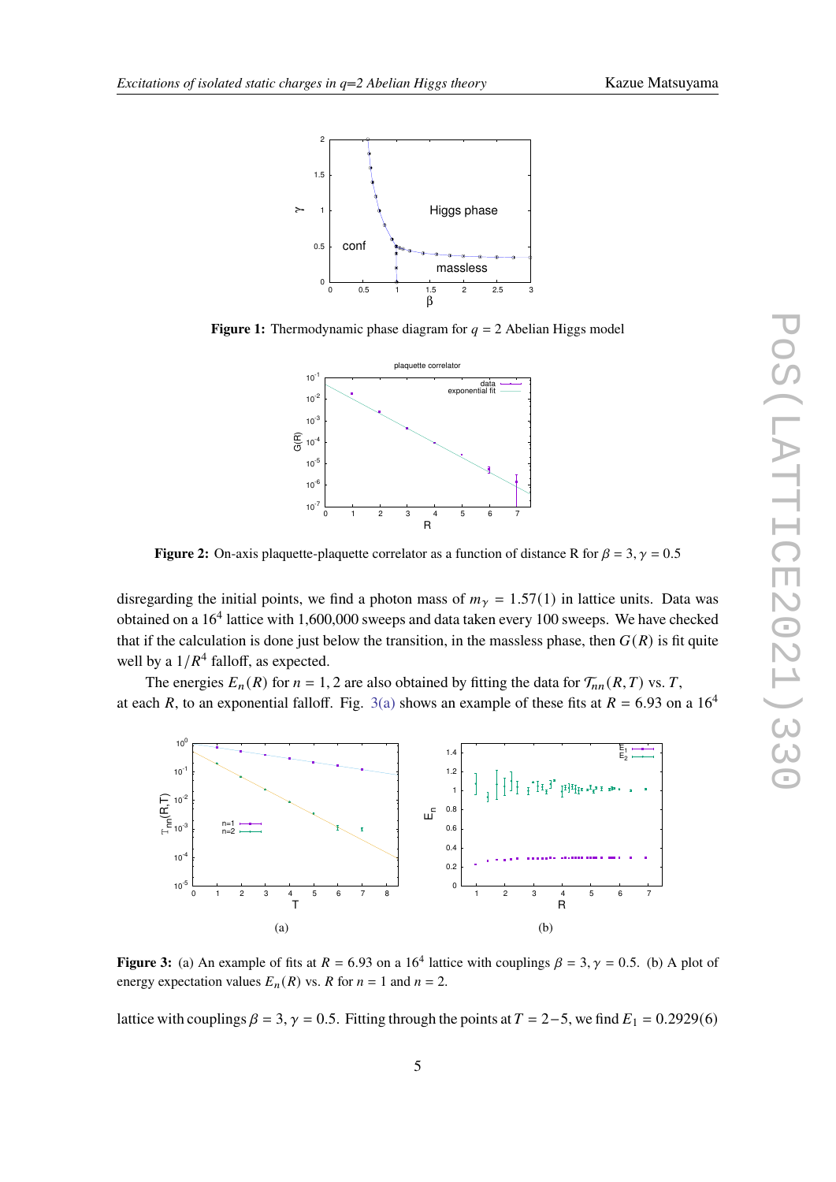Figure 1: Thermodynamic phase diagram for $q = 2$ Abelian Higgs model

Figure 2: On-axis plaquette-plaquette correlator as a function of distance R for $\beta = 3, \gamma = 0.5$

disregarding the initial points, we find a photon mass of $m_\gamma = 1.57(1)$ in lattice units. Data was obtained on a $16^4$ lattice with 1,600,000 sweeps and data taken every 100 sweeps. We have checked that if the calculation is done just below the transition, in the massless phase, then $G(R)$ is fit quite well by a $1/R^4$ falloff, as expected.

The energies $E_n(R)$ for $n = 1, 2$ are also obtained by fitting the data for $\mathcal{T}_{nn}(R,T)$ vs. $T$, at each $R$, to an exponential falloff. Fig. 3(a) shows an example of these fits at $R = 6.93$ on a $16^4$

Figure 3: (a) An example of fits at $R = 6.93$ on a $16^4$ lattice with couplings $\beta = 3, \gamma = 0.5$. (b) A plot of energy expectation values $E_n(R)$ vs. $R$ for $n = 1$ and $n = 2$.

lattice with couplings $\beta = 3, \gamma = 0.5$. Fitting through the points at $T = 2-5$, we find $E_1 = 0.2929(6)$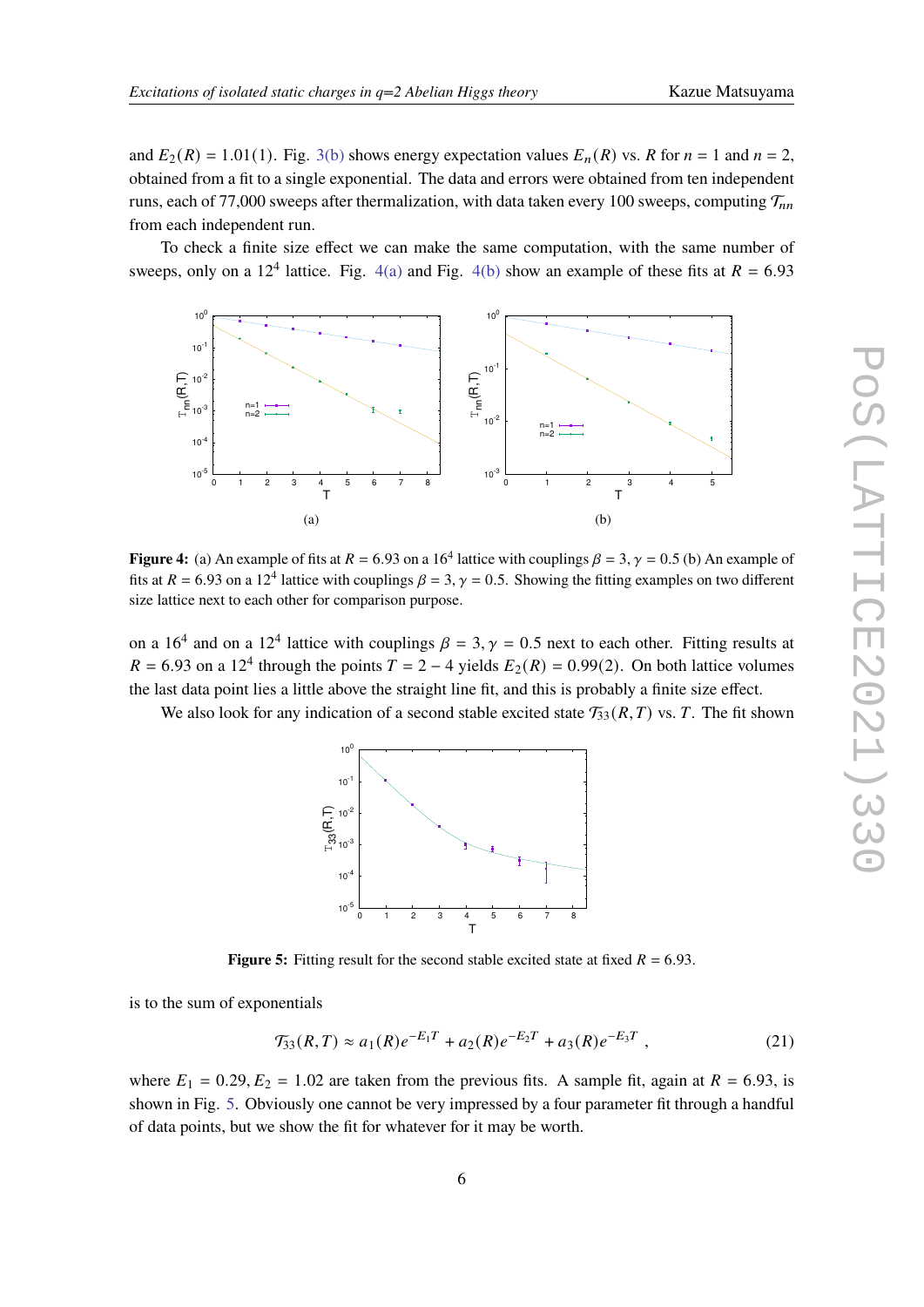and $E_2(R) = 1.01(1)$. Fig. 3(b) shows energy expectation values $E_n(R)$ vs. $R$ for $n = 1$ and $n = 2$, obtained from a fit to a single exponential. The data and errors were obtained from ten independent runs, each of 77,000 sweeps after thermalization, with data taken every 100 sweeps, computing $\mathcal{T}_{nn}$ from each independent run.

To check a finite size effect we can make the same computation, with the same number of sweeps, only on a $12^4$ lattice. Fig. 4(a) and Fig. 4(b) show an example of these fits at $R = 6.93$

**Figure 4:** (a) An example of fits at $R = 6.93$ on a $16^4$ lattice with couplings $\beta = 3, \gamma = 0.5$ (b) An example of fits at $R = 6.93$ on a $12^4$ lattice with couplings $\beta = 3, \gamma = 0.5$. Showing the fitting examples on two different size lattice next to each other for comparison purpose.

on a $16^4$ and on a $12^4$ lattice with couplings $\beta = 3, \gamma = 0.5$ next to each other. Fitting results at $R = 6.93$ on a $12^4$ through the points $T = 2-4$ yields $E_2(R) = 0.99(2)$. On both lattice volumes the last data point lies a little above the straight line fit, and this is probably a finite size effect.

We also look for any indication of a second stable excited state $\mathcal{T}_{33}(R,T)$ vs. $T$. The fit shown

**Figure 5:** Fitting result for the second stable excited state at fixed $R = 6.93$.

is to the sum of exponentials

$$\mathcal{T}_{33}(R,T) \approx a_1(R)e^{-E_1 T} + a_2(R)e^{-E_2 T} + a_3(R)e^{-E_3 T} \,, \tag{21}$$

where $E_1 = 0.29, E_2 = 1.02$ are taken from the previous fits. A sample fit, again at $R = 6.93$, is shown in Fig. 5. Obviously one cannot be very impressed by a four parameter fit through a handful of data points, but we show the fit for whatever for it may be worth.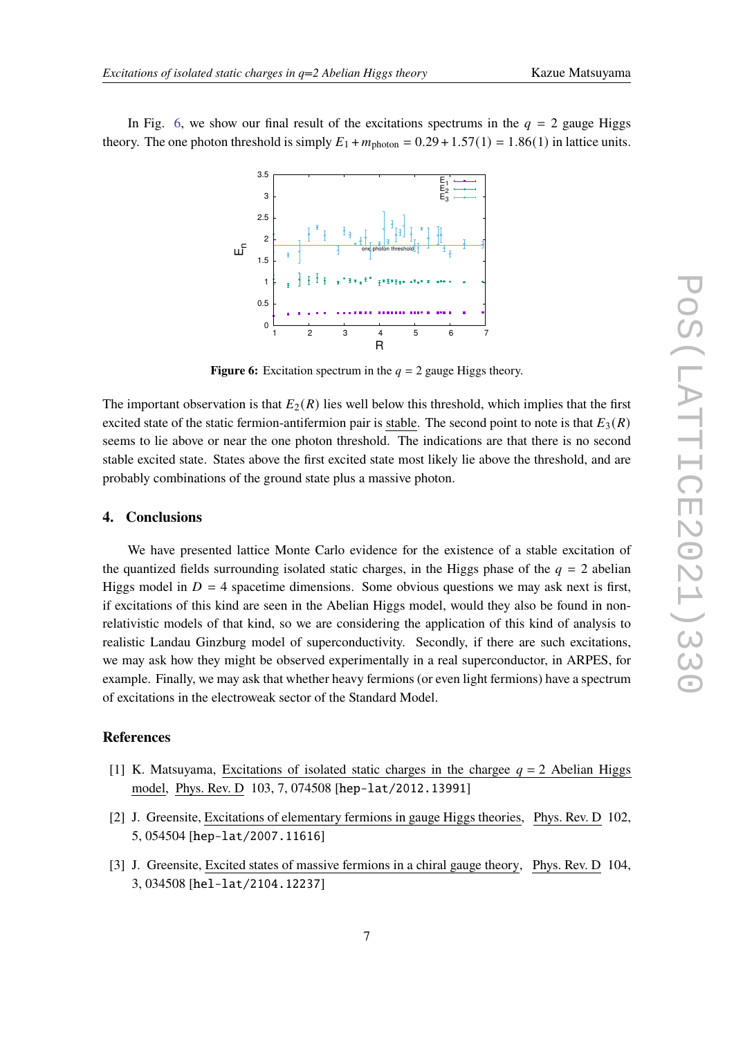In Fig. 6, we show our final result of the excitations spectrums in the $q = 2$ gauge Higgs theory. The one photon threshold is simply $E_1 + m_{\text{photon}} = 0.29 + 1.57(1) = 1.86(1)$ in lattice units.

3.5
3
2.5
2
1.5
1
0.5
0
1
2
3
4
5
6
7
R
$E_n$
$E_1$
$E_2$
$E_3$
one photon threshold

**Figure 6:** Excitation spectrum in the $q = 2$ gauge Higgs theory.

The important observation is that $E_2(R)$ lies well below this threshold, which implies that the first excited state of the static fermion-antifermion pair is stable. The second point to note is that $E_3(R)$ seems to lie above or near the one photon threshold. The indications are that there is no second stable excited state. States above the first excited state most likely lie above the threshold, and are probably combinations of the ground state plus a massive photon.

## 4. Conclusions

We have presented lattice Monte Carlo evidence for the existence of a stable excitation of the quantized fields surrounding isolated static charges, in the Higgs phase of the $q = 2$ abelian Higgs model in $D = 4$ spacetime dimensions. Some obvious questions we may ask next is first, if excitations of this kind are seen in the Abelian Higgs model, would they also be found in non-relativistic models of that kind, so we are considering the application of this kind of analysis to realistic Landau Ginzburg model of superconductivity. Secondly, if there are such excitations, we may ask how they might be observed experimentally in a real superconductor, in ARPES, for example. Finally, we may ask that whether heavy fermions (or even light fermions) have a spectrum of excitations in the electroweak sector of the Standard Model.

## References

[1] K. Matsuyama, Excitations of isolated static charges in the chargee $q = 2$ Abelian Higgs model, Phys. Rev. D 103, 7, 074508 [hep-lat/2012.13991]

[2] J. Greensite, Excitations of elementary fermions in gauge Higgs theories, Phys. Rev. D 102, 5, 054504 [hep-lat/2007.11616]

[3] J. Greensite, Excited states of massive fermions in a chiral gauge theory, Phys. Rev. D 104, 3, 034508 [hel-lat/2104.12237]